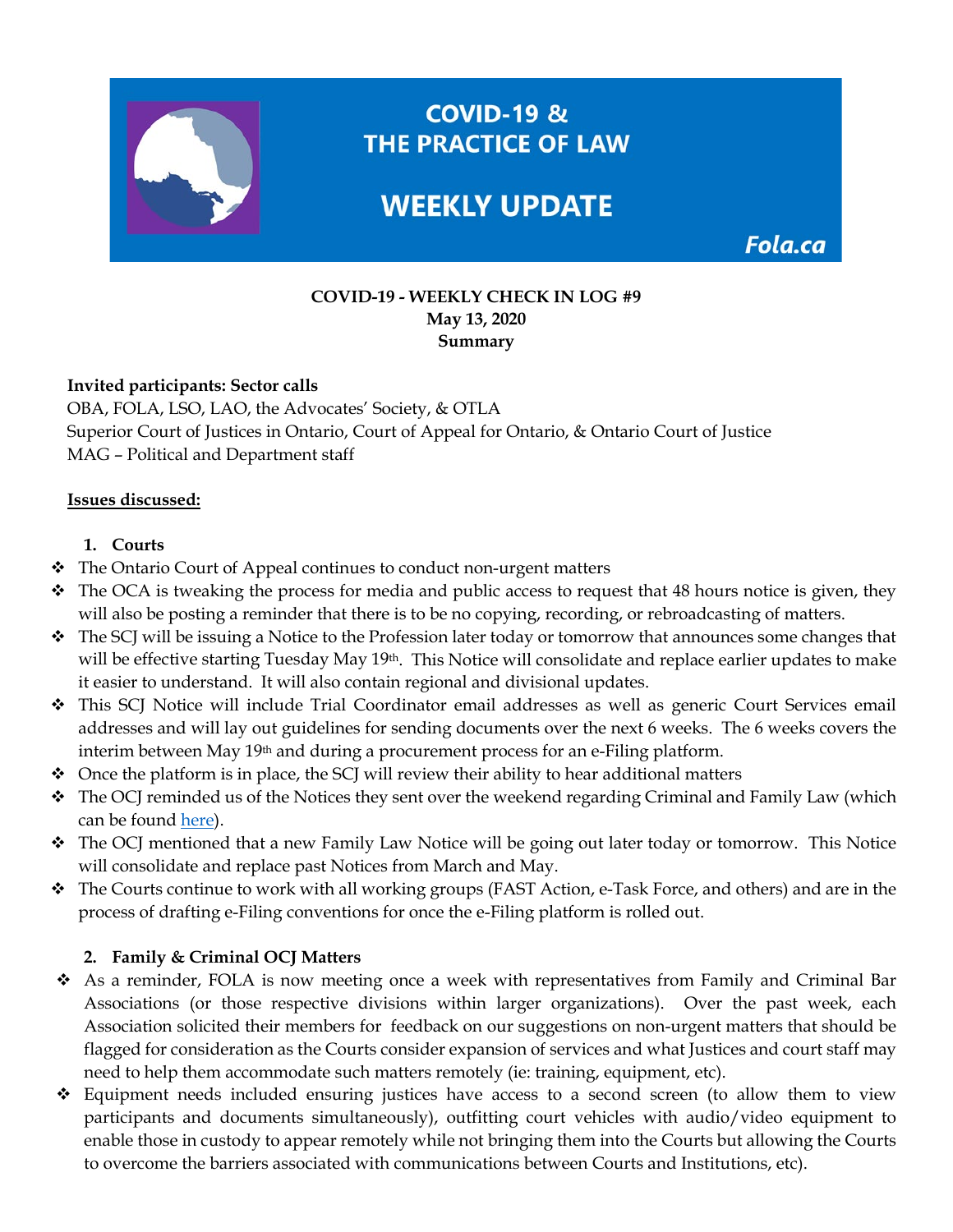# COVID-19 & THE PRACTICE OF LAW

# WEEKLY UPDATE

Fola.ca

**COVID-19 - WEEKLY CHECK IN LOG #9**
**May 13, 2020**
**Summary**

**Invited participants: Sector calls**
OBA, FOLA, LSO, LAO, the Advocates' Society, & OTLA
Superior Court of Justices in Ontario, Court of Appeal for Ontario, & Ontario Court of Justice
MAG – Political and Department staff

**Issues discussed:**

1. **Courts**

- The Ontario Court of Appeal continues to conduct non-urgent matters
- The OCA is tweaking the process for media and public access to request that 48 hours notice is given, they will also be posting a reminder that there is to be no copying, recording, or rebroadcasting of matters.
- The SCJ will be issuing a Notice to the Profession later today or tomorrow that announces some changes that will be effective starting Tuesday May 19th. This Notice will consolidate and replace earlier updates to make it easier to understand. It will also contain regional and divisional updates.
- This SCJ Notice will include Trial Coordinator email addresses as well as generic Court Services email addresses and will lay out guidelines for sending documents over the next 6 weeks. The 6 weeks covers the interim between May 19th and during a procurement process for an e-Filing platform.
- Once the platform is in place, the SCJ will review their ability to hear additional matters
- The OCJ reminded us of the Notices they sent over the weekend regarding Criminal and Family Law (which can be found here).
- The OCJ mentioned that a new Family Law Notice will be going out later today or tomorrow. This Notice will consolidate and replace past Notices from March and May.
- The Courts continue to work with all working groups (FAST Action, e-Task Force, and others) and are in the process of drafting e-Filing conventions for once the e-Filing platform is rolled out.

2. **Family & Criminal OCJ Matters**

- As a reminder, FOLA is now meeting once a week with representatives from Family and Criminal Bar Associations (or those respective divisions within larger organizations). Over the past week, each Association solicited their members for feedback on our suggestions on non-urgent matters that should be flagged for consideration as the Courts consider expansion of services and what Justices and court staff may need to help them accommodate such matters remotely (ie: training, equipment, etc).
- Equipment needs included ensuring justices have access to a second screen (to allow them to view participants and documents simultaneously), outfitting court vehicles with audio/video equipment to enable those in custody to appear remotely while not bringing them into the Courts but allowing the Courts to overcome the barriers associated with communications between Courts and Institutions, etc).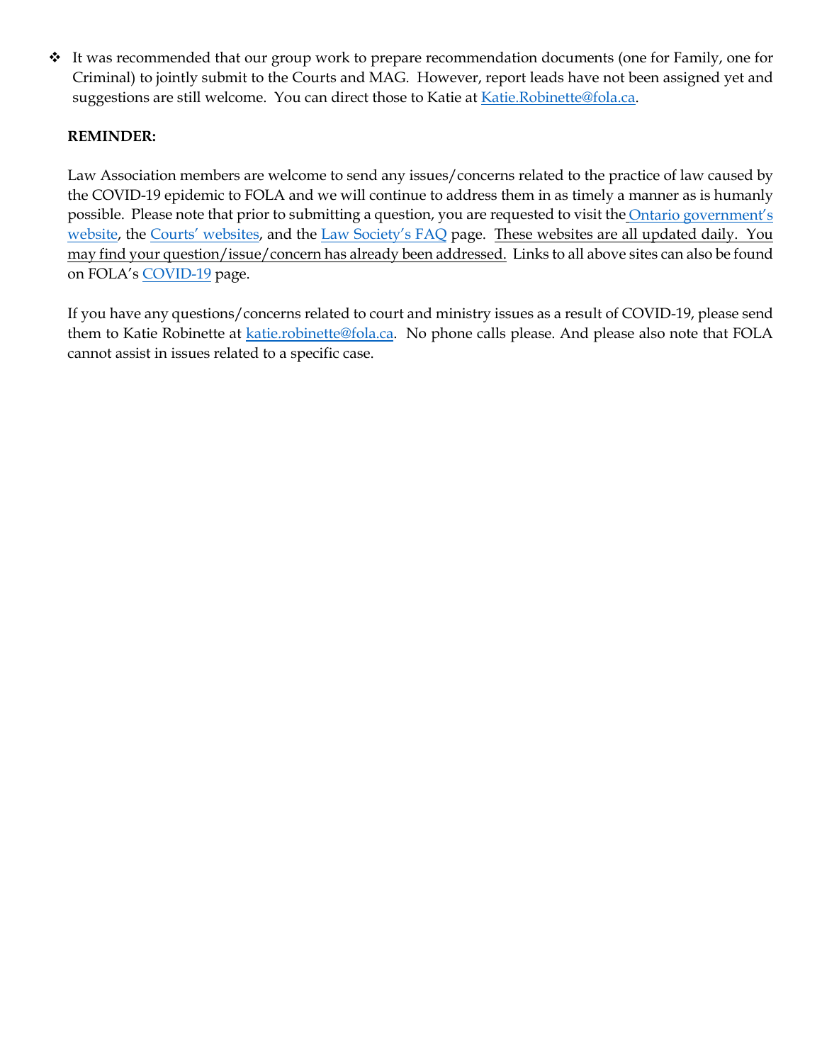- It was recommended that our group work to prepare recommendation documents (one for Family, one for Criminal) to jointly submit to the Courts and MAG. However, report leads have not been assigned yet and suggestions are still welcome. You can direct those to Katie at Katie.Robinette@fola.ca.

**REMINDER:**

Law Association members are welcome to send any issues/concerns related to the practice of law caused by the COVID-19 epidemic to FOLA and we will continue to address them in as timely a manner as is humanly possible. Please note that prior to submitting a question, you are requested to visit the Ontario government's website, the Courts' websites, and the Law Society's FAQ page. These websites are all updated daily. You may find your question/issue/concern has already been addressed. Links to all above sites can also be found on FOLA's COVID-19 page.

If you have any questions/concerns related to court and ministry issues as a result of COVID-19, please send them to Katie Robinette at katie.robinette@fola.ca. No phone calls please. And please also note that FOLA cannot assist in issues related to a specific case.